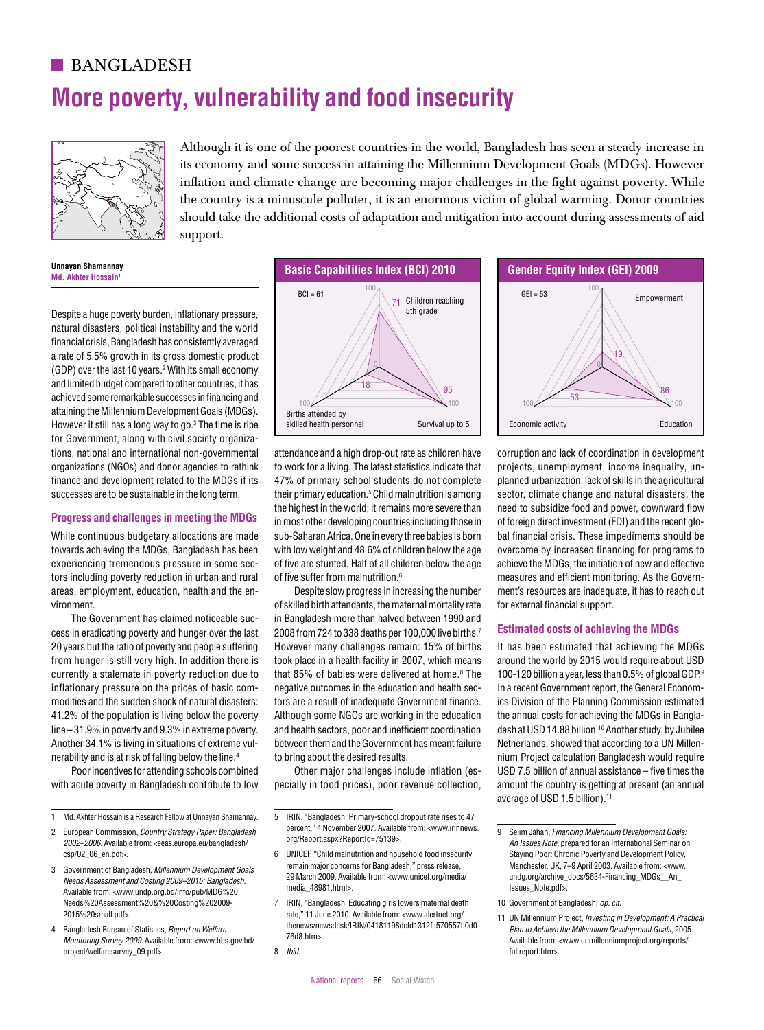# BANGLADESH

# More poverty, vulnerability and food insecurity

Although it is one of the poorest countries in the world, Bangladesh has seen a steady increase in its economy and some success in attaining the Millennium Development Goals (MDGs). However inflation and climate change are becoming major challenges in the fight against poverty. While the country is a minuscule polluter, it is an enormous victim of global warming. Donor countries should take the additional costs of adaptation and mitigation into account during assessments of aid support.

**Unnayan Shamannay**
**Md. Akhter Hossain**[1]

Despite a huge poverty burden, inflationary pressure, natural disasters, political instability and the world financial crisis, Bangladesh has consistently averaged a rate of 5.5% growth in its gross domestic product (GDP) over the last 10 years.[2] With its small economy and limited budget compared to other countries, it has achieved some remarkable successes in financing and attaining the Millennium Development Goals (MDGs). However it still has a long way to go.[3] The time is ripe for Government, along with civil society organizations, national and international non-governmental organizations (NGOs) and donor agencies to rethink finance and development related to the MDGs if its successes are to be sustainable in the long term.

**Basic Capabilities Index (BCI) 2010**

BCI = 61

- Children reaching 5th grade: 71
- Survival up to 5: 95
- Births attended by skilled health personnel: 18

**Gender Equity Index (GEI) 2009**

GEI = 53

- Empowerment: 19
- Education: 86
- Economic activity: 53

## Progress and challenges in meeting the MDGs

While continuous budgetary allocations are made towards achieving the MDGs, Bangladesh has been experiencing tremendous pressure in some sectors including poverty reduction in urban and rural areas, employment, education, health and the environment.

The Government has claimed noticeable success in eradicating poverty and hunger over the last 20 years but the ratio of poverty and people suffering from hunger is still very high. In addition there is currently a stalemate in poverty reduction due to inflationary pressure on the prices of basic commodities and the sudden shock of natural disasters: 41.2% of the population is living below the poverty line – 31.9% in poverty and 9.3% in extreme poverty. Another 34.1% is living in situations of extreme vulnerability and is at risk of falling below the line.[4]

Poor incentives for attending schools combined with acute poverty in Bangladesh contribute to low attendance and a high drop-out rate as children have to work for a living. The latest statistics indicate that 47% of primary school students do not complete their primary education.[5] Child malnutrition is among the highest in the world; it remains more severe than in most other developing countries including those in sub-Saharan Africa. One in every three babies is born with low weight and 48.6% of children below the age of five are stunted. Half of all children below the age of five suffer from malnutrition.[6]

Despite slow progress in increasing the number of skilled birth attendants, the maternal mortality rate in Bangladesh more than halved between 1990 and 2008 from 724 to 338 deaths per 100,000 live births.[7] However many challenges remain: 15% of births took place in a health facility in 2007, which means that 85% of babies were delivered at home.[8] The negative outcomes in the education and health sectors are a result of inadequate Government finance. Although some NGOs are working in the education and health sectors, poor and inefficient coordination between them and the Government has meant failure to bring about the desired results.

Other major challenges include inflation (especially in food prices), poor revenue collection, corruption and lack of coordination in development projects, unemployment, income inequality, unplanned urbanization, lack of skills in the agricultural sector, climate change and natural disasters, the need to subsidize food and power, downward flow of foreign direct investment (FDI) and the recent global financial crisis. These impediments should be overcome by increased financing for programs to achieve the MDGs, the initiation of new and effective measures and efficient monitoring. As the Government's resources are inadequate, it has to reach out for external financial support.

## Estimated costs of achieving the MDGs

It has been estimated that achieving the MDGs around the world by 2015 would require about USD 100-120 billion a year, less than 0.5% of global GDP.[9] In a recent Government report, the General Economics Division of the Planning Commission estimated the annual costs for achieving the MDGs in Bangladesh at USD 14.88 billion.[10] Another study, by Jubilee Netherlands, showed that according to a UN Millennium Project calculation Bangladesh would require USD 7.5 billion of annual assistance – five times the amount the country is getting at present (an annual average of USD 1.5 billion).[11]

---

1 Md. Akhter Hossain is a Research Fellow at Unnayan Shamannay.

2 European Commission, *Country Strategy Paper: Bangladesh 2002–2006*. Available from: <eeas.europa.eu/bangladesh/csp/02_06_en.pdf>.

3 Government of Bangladesh, *Millennium Development Goals Needs Assessment and Costing 2009–2015: Bangladesh*. Available from: <www.undp.org.bd/info/pub/MDG%20Needs%20Assessment%20&%20Costing%202009-2015%20small.pdf>.

4 Bangladesh Bureau of Statistics, *Report on Welfare Monitoring Survey 2009*. Available from: <www.bbs.gov.bd/project/welfaresurvey_09.pdf>.

5 IRIN, "Bangladesh: Primary-school dropout rate rises to 47 percent," 4 November 2007. Available from: <www.irinnews.org/Report.aspx?ReportId=75139>.

6 UNICEF, "Child malnutrition and household food insecurity remain major concerns for Bangladesh," press release, 29 March 2009. Available from: <www.unicef.org/media/media_48981.html>.

7 IRIN, "Bangladesh: Educating girls lowers maternal death rate," 11 June 2010. Available from: <www.alertnet.org/thenews/newsdesk/IRIN/04181198dcfd1312fa570557b0d076d8.htm>.

8 *Ibid.*

9 Selim Jahan, *Financing Millennium Development Goals: An Issues Note*, prepared for an International Seminar on Staying Poor: Chronic Poverty and Development Policy, Manchester, UK, 7–9 April 2003. Available from: <www.undg.org/archive_docs/5634-Financing_MDGs__An_Issues_Note.pdf>.

10 Government of Bangladesh, *op. cit.*

11 UN Millennium Project, *Investing in Development: A Practical Plan to Achieve the Millennium Development Goals*, 2005. Available from: <www.unmillenniumproject.org/reports/fullreport.htm>.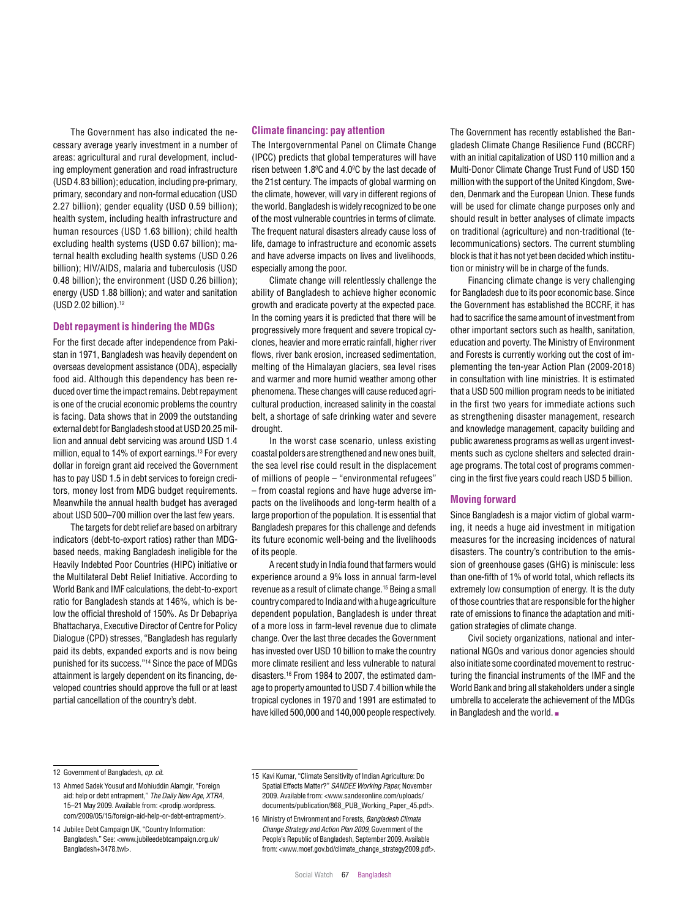The Government has also indicated the necessary average yearly investment in a number of areas: agricultural and rural development, including employment generation and road infrastructure (USD 4.83 billion); education, including pre-primary, primary, secondary and non-formal education (USD 2.27 billion); gender equality (USD 0.59 billion); health system, including health infrastructure and human resources (USD 1.63 billion); child health excluding health systems (USD 0.67 billion); maternal health excluding health systems (USD 0.26 billion); HIV/AIDS, malaria and tuberculosis (USD 0.48 billion); the environment (USD 0.26 billion); energy (USD 1.88 billion); and water and sanitation (USD 2.02 billion).[12]

## Debt repayment is hindering the MDGs

For the first decade after independence from Pakistan in 1971, Bangladesh was heavily dependent on overseas development assistance (ODA), especially food aid. Although this dependency has been reduced over time the impact remains. Debt repayment is one of the crucial economic problems the country is facing. Data shows that in 2009 the outstanding external debt for Bangladesh stood at USD 20.25 million and annual debt servicing was around USD 1.4 million, equal to 14% of export earnings.[13] For every dollar in foreign grant aid received the Government has to pay USD 1.5 in debt services to foreign creditors, money lost from MDG budget requirements. Meanwhile the annual health budget has averaged about USD 500–700 million over the last few years.

The targets for debt relief are based on arbitrary indicators (debt-to-export ratios) rather than MDG-based needs, making Bangladesh ineligible for the Heavily Indebted Poor Countries (HIPC) initiative or the Multilateral Debt Relief Initiative. According to World Bank and IMF calculations, the debt-to-export ratio for Bangladesh stands at 146%, which is below the official threshold of 150%. As Dr Debapriya Bhattacharya, Executive Director of Centre for Policy Dialogue (CPD) stresses, "Bangladesh has regularly paid its debts, expanded exports and is now being punished for its success."[14] Since the pace of MDGs attainment is largely dependent on its financing, developed countries should approve the full or at least partial cancellation of the country's debt.

## Climate financing: pay attention

The Intergovernmental Panel on Climate Change (IPCC) predicts that global temperatures will have risen between 1.8ºC and 4.0ºC by the last decade of the 21st century. The impacts of global warming on the climate, however, will vary in different regions of the world. Bangladesh is widely recognized to be one of the most vulnerable countries in terms of climate. The frequent natural disasters already cause loss of life, damage to infrastructure and economic assets and have adverse impacts on lives and livelihoods, especially among the poor.

Climate change will relentlessly challenge the ability of Bangladesh to achieve higher economic growth and eradicate poverty at the expected pace. In the coming years it is predicted that there will be progressively more frequent and severe tropical cyclones, heavier and more erratic rainfall, higher river flows, river bank erosion, increased sedimentation, melting of the Himalayan glaciers, sea level rises and warmer and more humid weather among other phenomena. These changes will cause reduced agricultural production, increased salinity in the coastal belt, a shortage of safe drinking water and severe drought.

In the worst case scenario, unless existing coastal polders are strengthened and new ones built, the sea level rise could result in the displacement of millions of people – "environmental refugees" – from coastal regions and have huge adverse impacts on the livelihoods and long-term health of a large proportion of the population. It is essential that Bangladesh prepares for this challenge and defends its future economic well-being and the livelihoods of its people.

A recent study in India found that farmers would experience around a 9% loss in annual farm-level revenue as a result of climate change.[15] Being a small country compared to India and with a huge agriculture dependent population, Bangladesh is under threat of a more loss in farm-level revenue due to climate change. Over the last three decades the Government has invested over USD 10 billion to make the country more climate resilient and less vulnerable to natural disasters.[16] From 1984 to 2007, the estimated damage to property amounted to USD 7.4 billion while the tropical cyclones in 1970 and 1991 are estimated to have killed 500,000 and 140,000 people respectively.

The Government has recently established the Bangladesh Climate Change Resilience Fund (BCCRF) with an initial capitalization of USD 110 million and a Multi-Donor Climate Change Trust Fund of USD 150 million with the support of the United Kingdom, Sweden, Denmark and the European Union. These funds will be used for climate change purposes only and should result in better analyses of climate impacts on traditional (agriculture) and non-traditional (telecommunications) sectors. The current stumbling block is that it has not yet been decided which institution or ministry will be in charge of the funds.

Financing climate change is very challenging for Bangladesh due to its poor economic base. Since the Government has established the BCCRF, it has had to sacrifice the same amount of investment from other important sectors such as health, sanitation, education and poverty. The Ministry of Environment and Forests is currently working out the cost of implementing the ten-year Action Plan (2009-2018) in consultation with line ministries. It is estimated that a USD 500 million program needs to be initiated in the first two years for immediate actions such as strengthening disaster management, research and knowledge management, capacity building and public awareness programs as well as urgent investments such as cyclone shelters and selected drainage programs. The total cost of programs commencing in the first five years could reach USD 5 billion.

## Moving forward

Since Bangladesh is a major victim of global warming, it needs a huge aid investment in mitigation measures for the increasing incidences of natural disasters. The country's contribution to the emission of greenhouse gases (GHG) is miniscule: less than one-fifth of 1% of world total, which reflects its extremely low consumption of energy. It is the duty of those countries that are responsible for the higher rate of emissions to finance the adaptation and mitigation strategies of climate change.

Civil society organizations, national and international NGOs and various donor agencies should also initiate some coordinated movement to restructuring the financial instruments of the IMF and the World Bank and bring all stakeholders under a single umbrella to accelerate the achievement of the MDGs in Bangladesh and the world. ■

---

12 Government of Bangladesh, *op. cit.*

13 Ahmed Sadek Yousuf and Mohiuddin Alamgir, "Foreign aid: help or debt entrapment," *The Daily New Age, XTRA*, 15–21 May 2009. Available from: <prodip.wordpress.com/2009/05/15/foreign-aid-help-or-debt-entrapment/>.

14 Jubilee Debt Campaign UK, "Country Information: Bangladesh." See: <www.jubileedebtcampaign.org.uk/Bangladesh+3478.twl>.

15 Kavi Kumar, "Climate Sensitivity of Indian Agriculture: Do Spatial Effects Matter?" *SANDEE Working Paper*, November 2009. Available from: <www.sandeeonline.com/uploads/documents/publication/868_PUB_Working_Paper_45.pdf>.

16 Ministry of Environment and Forests, *Bangladesh Climate Change Strategy and Action Plan 2009*, Government of the People's Republic of Bangladesh, September 2009. Available from: <www.moef.gov.bd/climate_change_strategy2009.pdf>.